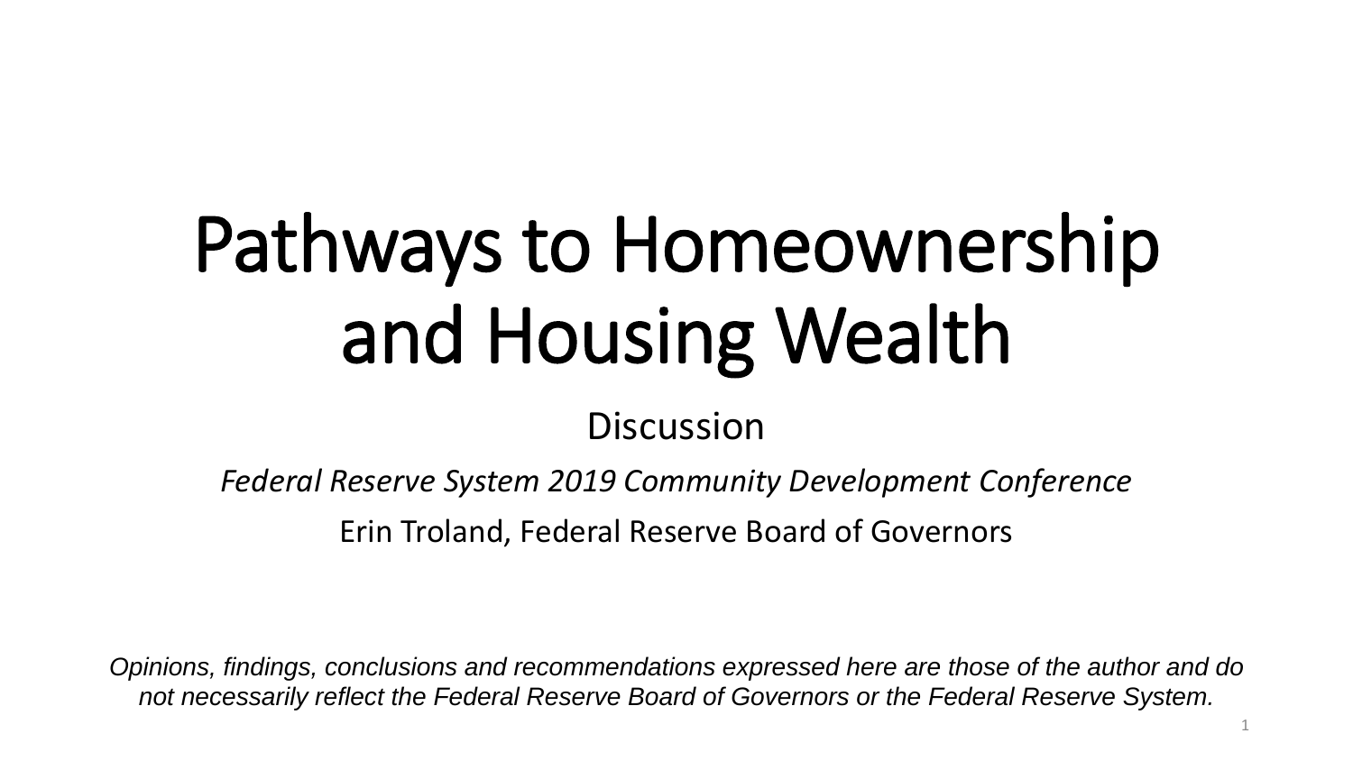# Pathways to Homeownership and Housing Wealth

Discussion

*Federal Reserve System 2019 Community Development Conference*

Erin Troland, Federal Reserve Board of Governors

*Opinions, findings, conclusions and recommendations expressed here are those of the author and do not necessarily reflect the Federal Reserve Board of Governors or the Federal Reserve System.*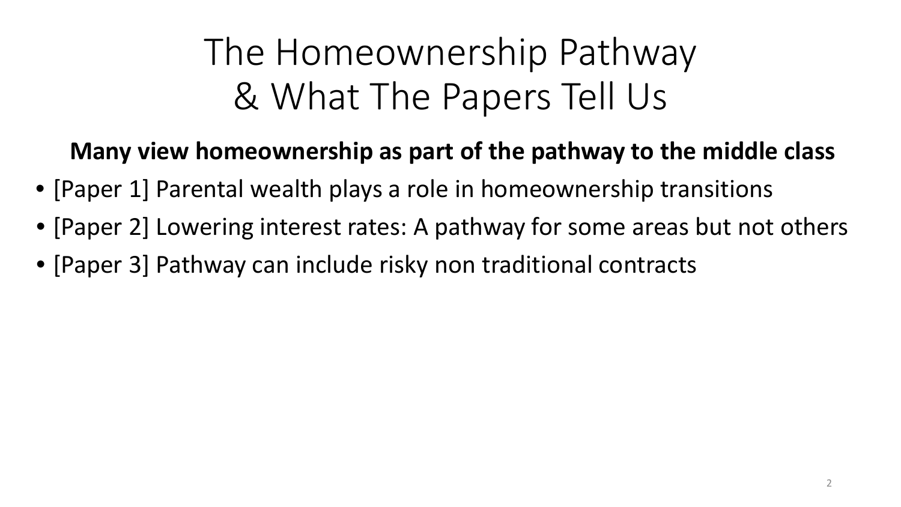# The Homeownership Pathway & What The Papers Tell Us

**Many view homeownership as part of the pathway to the middle class**

- [Paper 1] Parental wealth plays a role in homeownership transitions
- [Paper 2] Lowering interest rates: A pathway for some areas but not others
- [Paper 3] Pathway can include risky non traditional contracts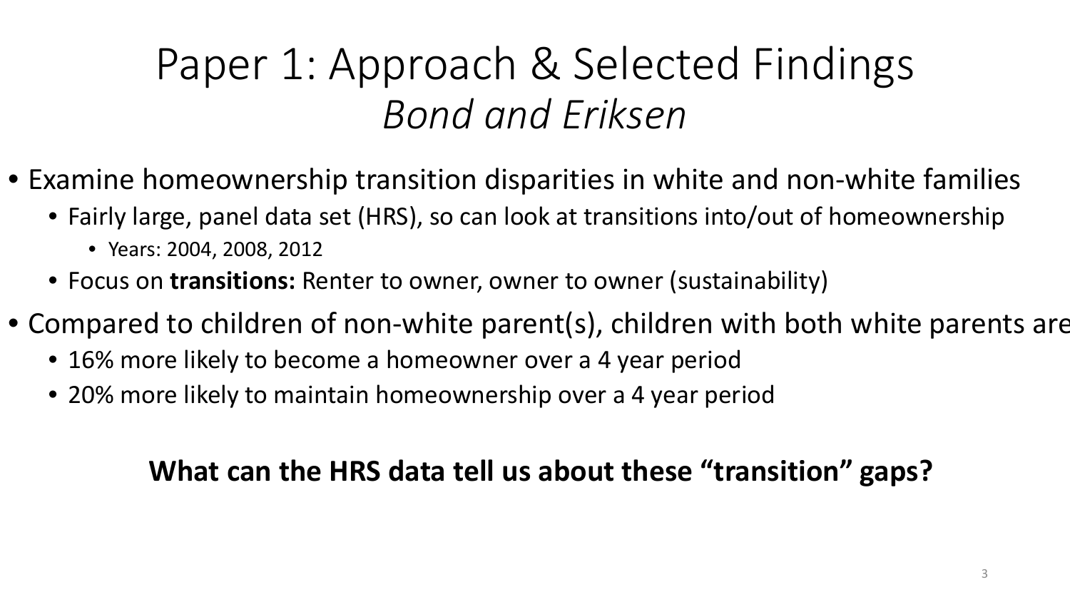# Paper 1: Approach & Selected Findings
## *Bond and Eriksen*

- Examine homeownership transition disparities in white and non-white families
  - Fairly large, panel data set (HRS), so can look at transitions into/out of homeownership
    - Years: 2004, 2008, 2012
  - Focus on **transitions:** Renter to owner, owner to owner (sustainability)
- Compared to children of non-white parent(s), children with both white parents are
  - 16% more likely to become a homeowner over a 4 year period
  - 20% more likely to maintain homeownership over a 4 year period

**What can the HRS data tell us about these "transition" gaps?**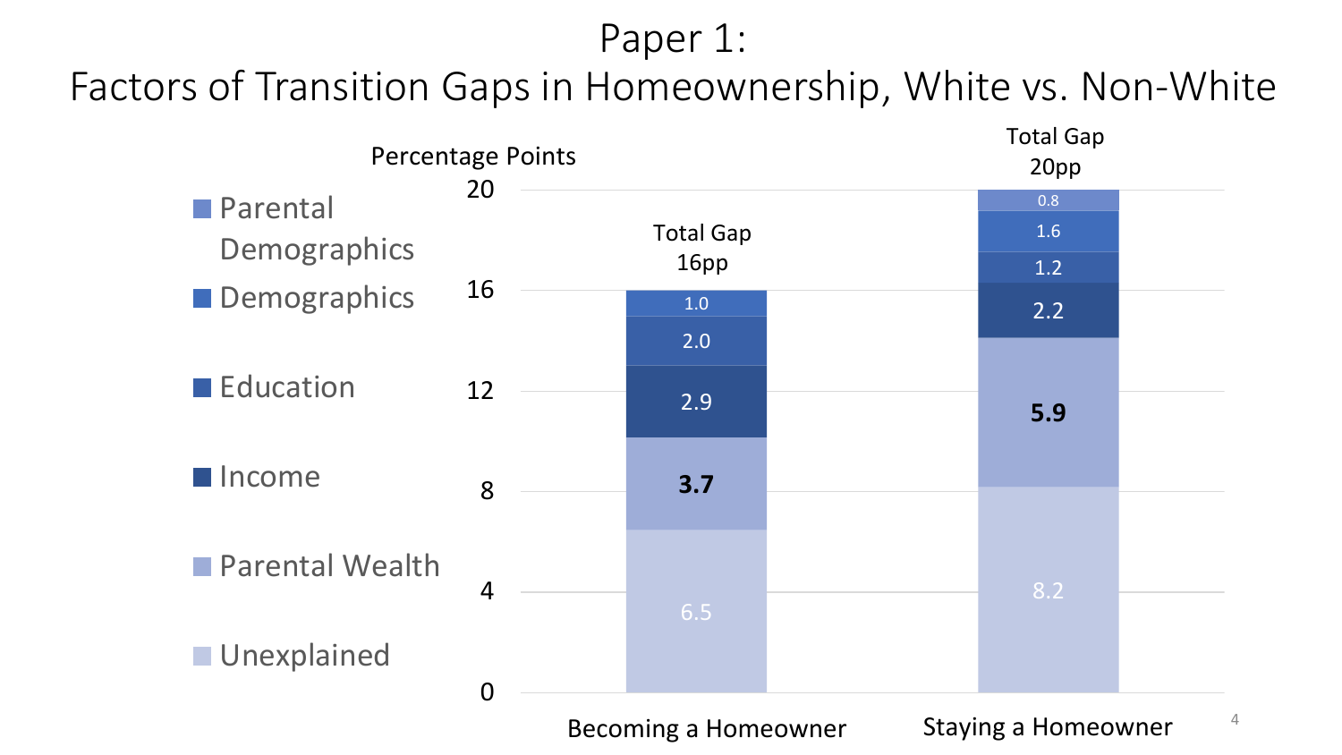# Paper 1:
# Factors of Transition Gaps in Homeownership, White vs. Non-White

Percentage Points

| Factor | Becoming a Homeowner (Total Gap 16pp) | Staying a Homeowner (Total Gap 20pp) |
|---|---|---|
| Parental Demographics | | 0.8 |
| Demographics | 1.0 | 1.6 |
| Education | 2.0 | 1.2 |
| Income | 2.9 | 2.2 |
| Parental Wealth | **3.7** | **5.9** |
| Unexplained | 6.5 | 8.2 |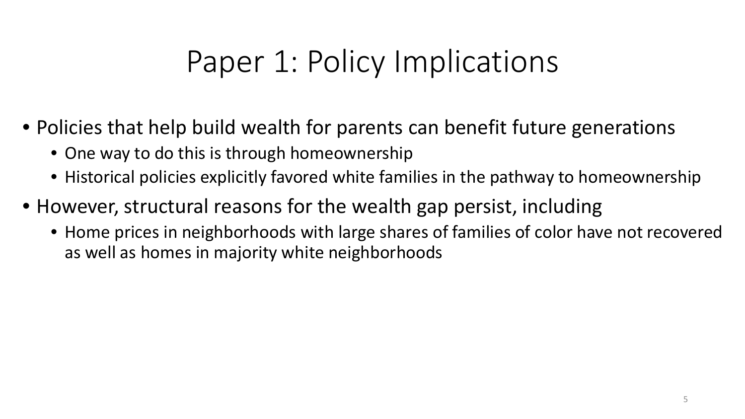# Paper 1: Policy Implications

- Policies that help build wealth for parents can benefit future generations
  - One way to do this is through homeownership
  - Historical policies explicitly favored white families in the pathway to homeownership
- However, structural reasons for the wealth gap persist, including
  - Home prices in neighborhoods with large shares of families of color have not recovered as well as homes in majority white neighborhoods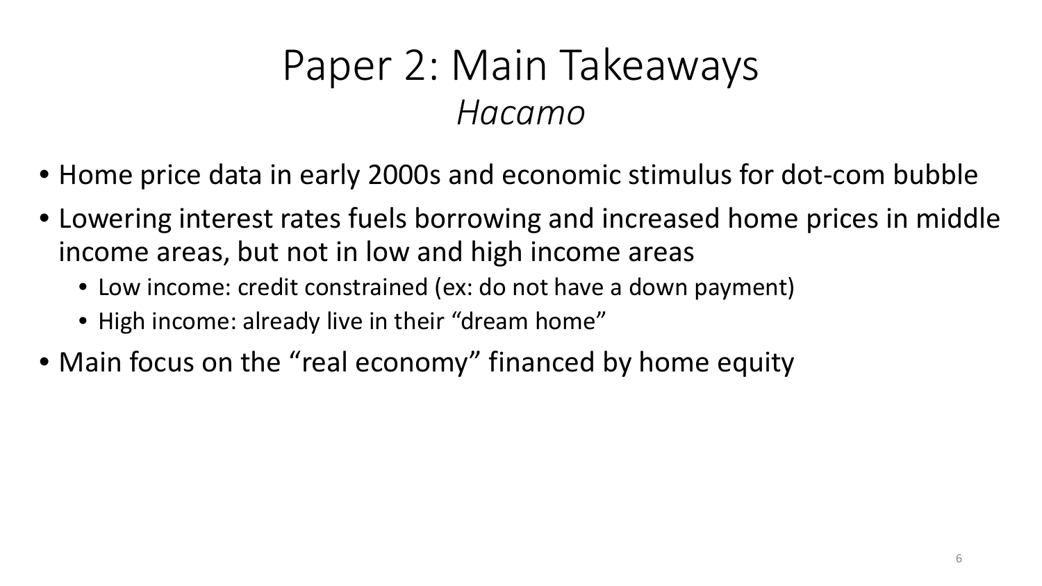# Paper 2: Main Takeaways

*Hacamo*

- Home price data in early 2000s and economic stimulus for dot-com bubble
- Lowering interest rates fuels borrowing and increased home prices in middle income areas, but not in low and high income areas
  - Low income: credit constrained (ex: do not have a down payment)
  - High income: already live in their “dream home”
- Main focus on the “real economy” financed by home equity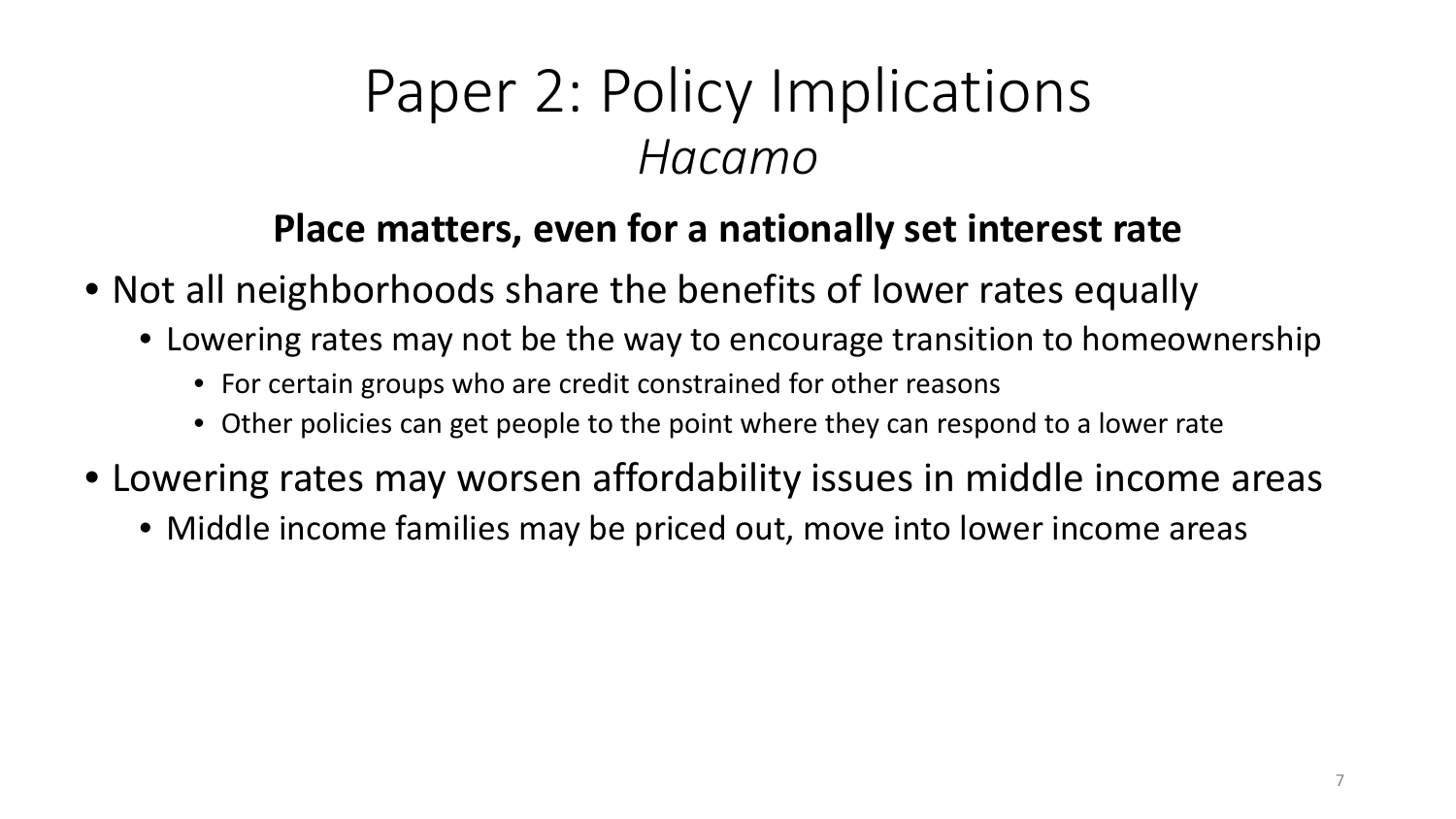# Paper 2: Policy Implications

*Hacamo*

**Place matters, even for a nationally set interest rate**

- Not all neighborhoods share the benefits of lower rates equally
  - Lowering rates may not be the way to encourage transition to homeownership
    - For certain groups who are credit constrained for other reasons
    - Other policies can get people to the point where they can respond to a lower rate
- Lowering rates may worsen affordability issues in middle income areas
  - Middle income families may be priced out, move into lower income areas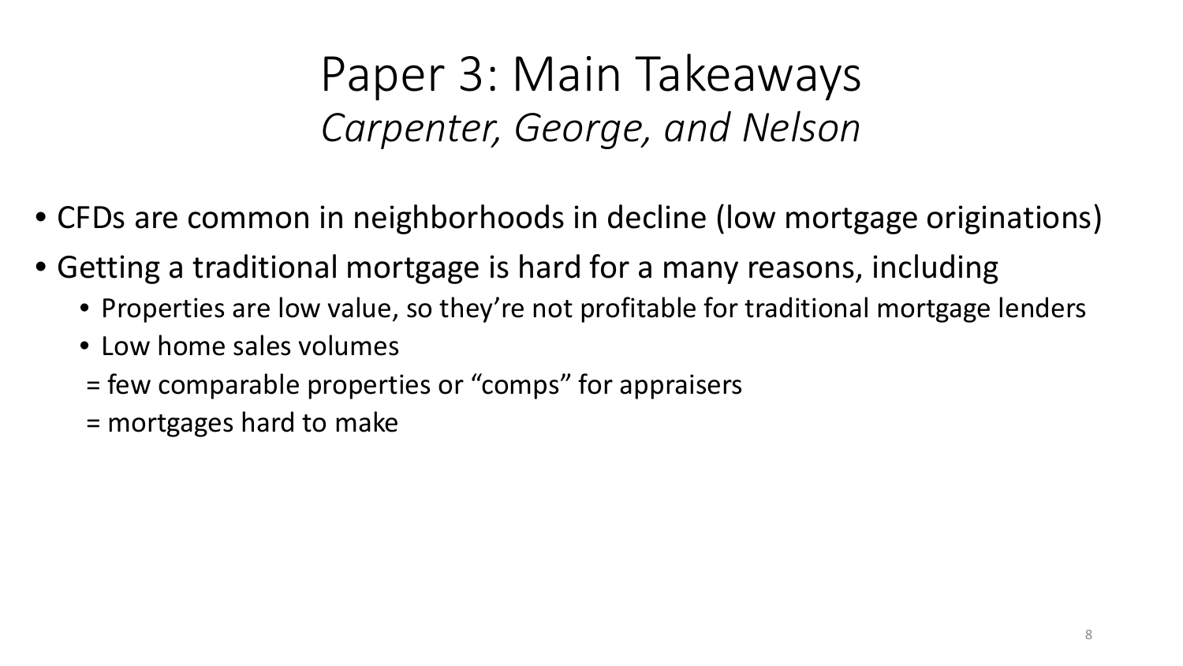# Paper 3: Main Takeaways
## *Carpenter, George, and Nelson*

- CFDs are common in neighborhoods in decline (low mortgage originations)
- Getting a traditional mortgage is hard for a many reasons, including
  - Properties are low value, so they're not profitable for traditional mortgage lenders
  - Low home sales volumes

  = few comparable properties or "comps" for appraisers

  = mortgages hard to make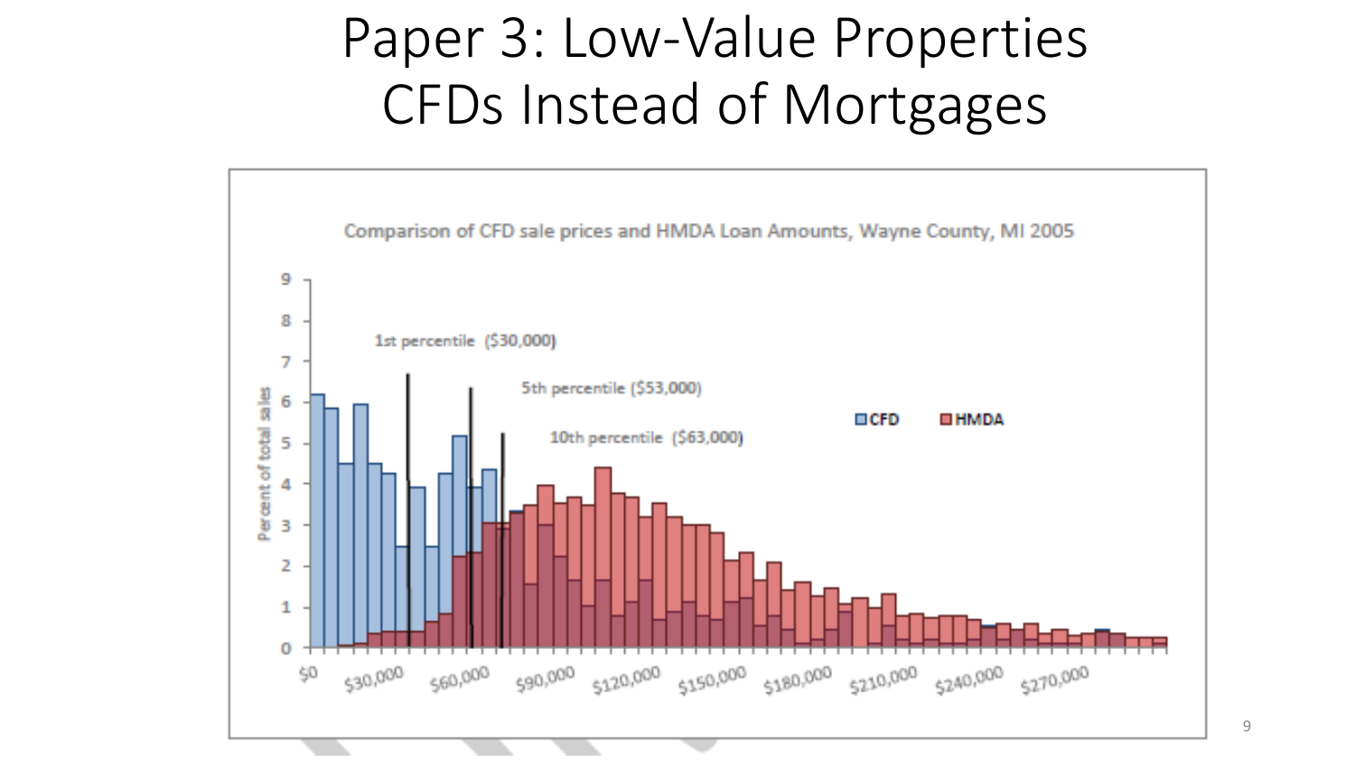# Paper 3: Low-Value Properties CFDs Instead of Mortgages

Comparison of CFD sale prices and HMDA Loan Amounts, Wayne County, MI 2005

1st percentile ($30,000)

5th percentile ($53,000)

10th percentile ($63,000)

CFD HMDA

Percent of total sales

$0 $30,000 $60,000 $90,000 $120,000 $150,000 $180,000 $210,000 $240,000 $270,000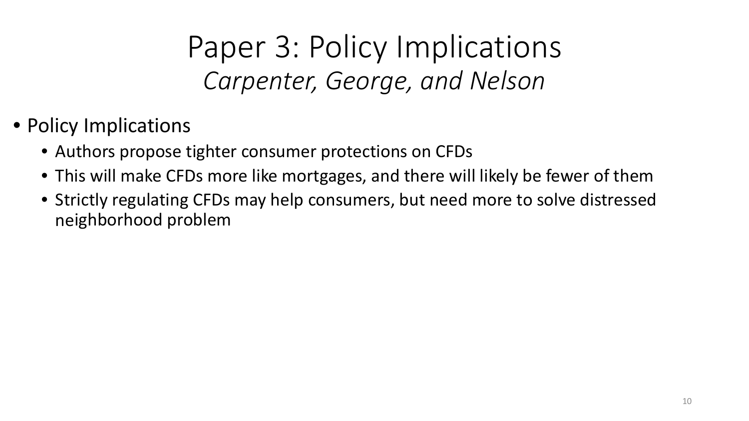# Paper 3: Policy Implications

*Carpenter, George, and Nelson*

- Policy Implications
  - Authors propose tighter consumer protections on CFDs
  - This will make CFDs more like mortgages, and there will likely be fewer of them
  - Strictly regulating CFDs may help consumers, but need more to solve distressed neighborhood problem